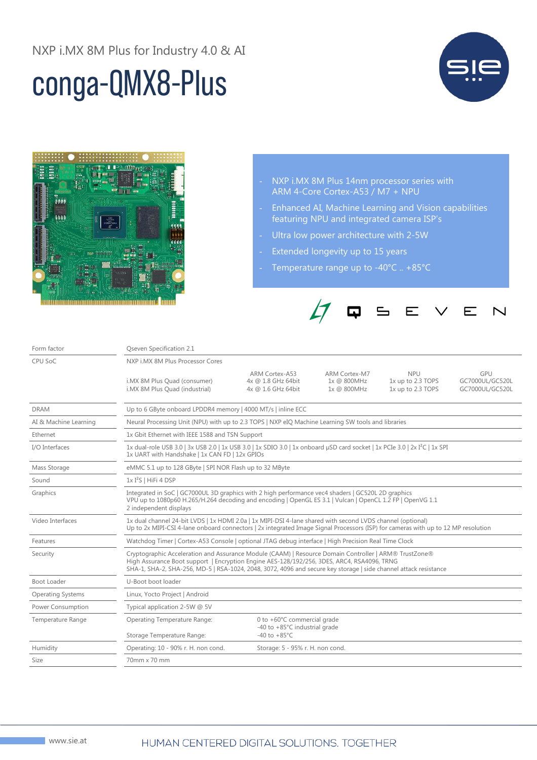NXP i.MX 8M Plus for Industry 4.0 & AI

# conga-QMX8-Plus

- NXP i.MX 8M Plus 14nm processor series with ARM 4-Core Cortex-A53 / M7 + NPU
- Enhanced AI, Machine Learning and Vision capabilities featuring NPU and integrated camera ISP's
- Ultra low power architecture with 2-5W
- Extended longevity up to 15 years
- Temperature range up to -40°C .. +85°C

QSEVEN

| | | | | | |
|---|---|---|---|---|---|
| Form factor | Qseven Specification 2.1 | | | | |
| CPU SoC | NXP i.MX 8M Plus Processor Cores | | | | |
| | | ARM Cortex-A53 | ARM Cortex-M7 | NPU | GPU |
| | i.MX 8M Plus Quad (consumer) | 4x @ 1.8 GHz 64bit | 1x @ 800MHz | 1x up to 2.3 TOPS | GC7000UL/GC520L |
| | i.MX 8M Plus Quad (industrial) | 4x @ 1.6 GHz 64bit | 1x @ 800MHz | 1x up to 2.3 TOPS | GC7000UL/GC520L |
| DRAM | Up to 6 GByte onboard LPDDR4 memory \| 4000 MT/s \| inline ECC | | | | |
| AI & Machine Learning | Neural Processing Unit (NPU) with up to 2.3 TOPS \| NXP eIQ Machine Learning SW tools and libraries | | | | |
| Ethernet | 1x Gbit Ethernet with IEEE 1588 and TSN Support | | | | |
| I/O Interfaces | 1x dual-role USB 3.0 \| 3x USB 2.0 \| 1x USB 3.0 \| 1x SDIO 3.0 \| 1x onboard µSD card socket \| 1x PCIe 3.0 \| 2x I²C \| 1x SPI<br>1x UART with Handshake \| 1x CAN FD \| 12x GPIOs | | | | |
| Mass Storage | eMMC 5.1 up to 128 GByte \| SPI NOR Flash up to 32 MByte | | | | |
| Sound | 1x I²S \| HiFi 4 DSP | | | | |
| Graphics | Integrated in SoC \| GC7000UL 3D graphics with 2 high performance vec4 shaders \| GC520L 2D graphics<br>VPU up to 1080p60 H.265/H.264 decoding and encoding \| OpenGL ES 3.1 \| Vulcan \| OpenCL 1.2 FP \| OpenVG 1.1<br>2 independent displays | | | | |
| Video Interfaces | 1x dual channel 24-bit LVDS \| 1x HDMI 2.0a \| 1x MIPI-DSI 4-lane shared with second LVDS channel (optional)<br>Up to 2x MIPI-CSI 4-lane onboard connectors \| 2x integrated Image Signal Processors (ISP) for cameras with up to 12 MP resolution | | | | |
| Features | Watchdog Timer \| Cortex-A53 Console \| optional JTAG debug interface \| High Precision Real Time Clock | | | | |
| Security | Cryptographic Acceleration and Assurance Module (CAAM) \| Resource Domain Controller \| ARM® TrustZone®<br>High Assurance Boot support \| Encryption Engine AES-128/192/256, 3DES, ARC4, RSA4096, TRNG<br>SHA-1, SHA-2, SHA-256, MD-5 \| RSA-1024, 2048, 3072, 4096 and secure key storage \| side channel attack resistance | | | | |
| Boot Loader | U-Boot boot loader | | | | |
| Operating Systems | Linux, Yocto Project \| Android | | | | |
| Power Consumption | Typical application 2-5W @ 5V | | | | |
| Temperature Range | Operating Temperature Range:<br><br>Storage Temperature Range: | 0 to +60°C commercial grade<br>-40 to +85°C industrial grade<br>-40 to +85°C | | | |
| Humidity | Operating: 10 - 90% r. H. non cond. | Storage: 5 - 95% r. H. non cond. | | | |
| Size | 70mm x 70 mm | | | | |

www.sie.at

HUMAN CENTERED DIGITAL SOLUTIONS. TOGETHER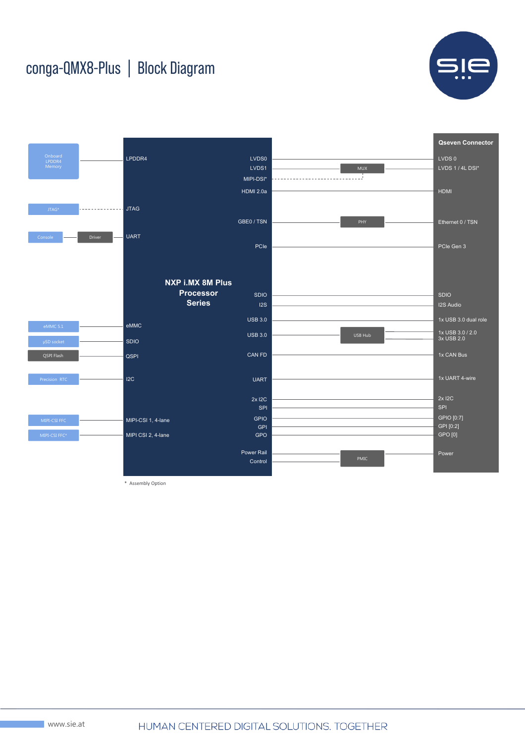# conga-QMX8-Plus | Block Diagram

**Onboard components:**

- Onboard LPDDR4 Memory — LPDDR4
- JTAG* - - - JTAG
- Console — Driver — UART
- eMMC 5.1 — eMMC
- µSD socket — SDIO
- QSPI Flash — QSPI
- Precision RTC — I2C
- MIPI-CSI FFC — MIPI-CSI 1, 4-lane
- MIPI-CSI FFC* — MIPI CSI 2, 4-lane

**NXP i.MX 8M Plus Processor Series**

**Qseven Connector:**

| Processor | Intermediate | Qseven Connector |
|---|---|---|
| LVDS0 | | LVDS 0 |
| LVDS1 | MUX | LVDS 1 / 4L DSI* |
| MIPI-DSI* | MUX | |
| HDMI 2.0a | | HDMI |
| GBE0 / TSN | PHY | Ethernet 0 / TSN |
| PCIe | | PCIe Gen 3 |
| SDIO | | SDIO |
| I2S | | I2S Audio |
| USB 3.0 | | 1x USB 3.0 dual role |
| USB 3.0 | USB Hub | 1x USB 3.0 / 2.0<br>3x USB 2.0 |
| CAN FD | | 1x CAN Bus |
| UART | | 1x UART 4-wire |
| 2x I2C | | 2x I2C |
| SPI | | SPI |
| GPIO | | GPIO [0:7] |
| GPI | | GPI [0:2] |
| GPO | | GPO [0] |
| Power Rail Control | PMIC | Power |

\* Assembly Option

www.sie.at

HUMAN CENTERED DIGITAL SOLUTIONS. TOGETHER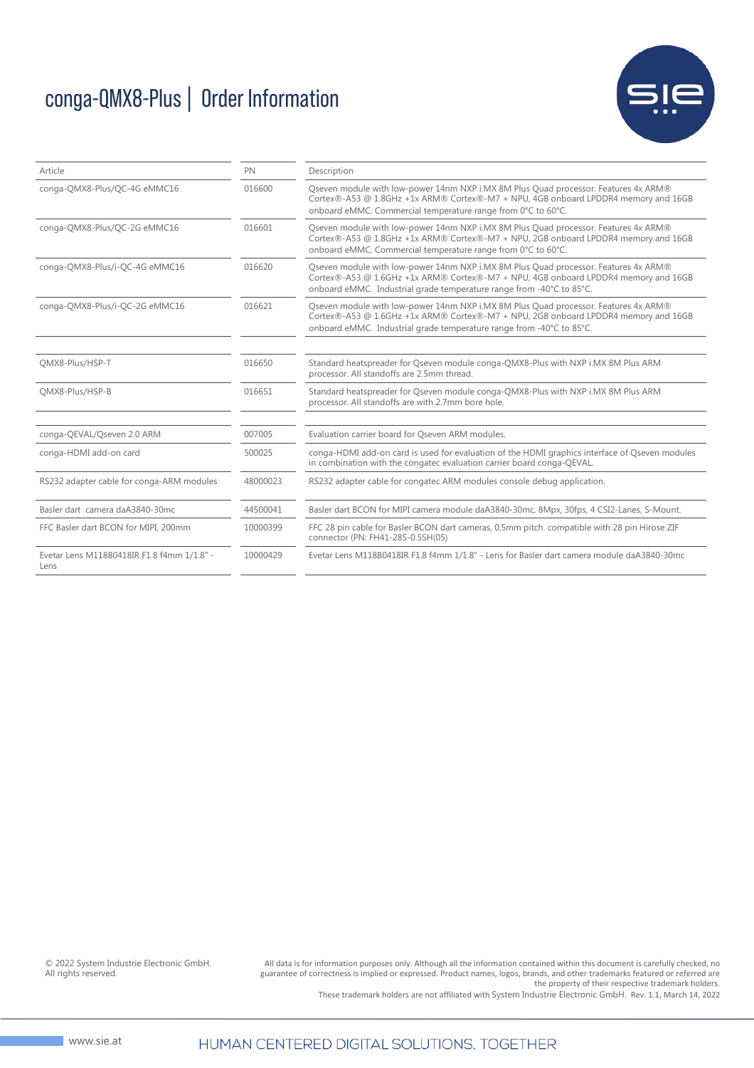# conga-QMX8-Plus | Order Information

| Article | PN | Description |
|---|---|---|
| conga-QMX8-Plus/QC-4G eMMC16 | 016600 | Qseven module with low-power 14nm NXP i.MX 8M Plus Quad processor. Features 4x ARM® Cortex®-A53 @ 1.8GHz +1x ARM® Cortex®-M7 + NPU, 4GB onboard LPDDR4 memory and 16GB onboard eMMC. Commercial temperature range from 0°C to 60°C. |
| conga-QMX8-Plus/QC-2G eMMC16 | 016601 | Qseven module with low-power 14nm NXP i.MX 8M Plus Quad processor. Features 4x ARM® Cortex®-A53 @ 1.8GHz +1x ARM® Cortex®-M7 + NPU, 2GB onboard LPDDR4 memory and 16GB onboard eMMC. Commercial temperature range from 0°C to 60°C. |
| conga-QMX8-Plus/i-QC-4G eMMC16 | 016620 | Qseven module with low-power 14nm NXP i.MX 8M Plus Quad processor. Features 4x ARM® Cortex®-A53 @ 1.6GHz +1x ARM® Cortex®-M7 + NPU, 4GB onboard LPDDR4 memory and 16GB onboard eMMC. Industrial grade temperature range from -40°C to 85°C. |
| conga-QMX8-Plus/i-QC-2G eMMC16 | 016621 | Qseven module with low-power 14nm NXP i.MX 8M Plus Quad processor. Features 4x ARM® Cortex®-A53 @ 1.6GHz +1x ARM® Cortex®-M7 + NPU, 2GB onboard LPDDR4 memory and 16GB onboard eMMC. Industrial grade temperature range from -40°C to 85°C. |
| | | |
| QMX8-Plus/HSP-T | 016650 | Standard heatspreader for Qseven module conga-QMX8-Plus with NXP i.MX 8M Plus ARM processor. All standoffs are 2.5mm thread. |
| QMX8-Plus/HSP-B | 016651 | Standard heatspreader for Qseven module conga-QMX8-Plus with NXP i.MX 8M Plus ARM processor. All standoffs are with 2.7mm bore hole. |
| | | |
| conga-QEVAL/Qseven 2.0 ARM | 007005 | Evaluation carrier board for Qseven ARM modules. |
| conga-HDMI add-on card | 500025 | conga-HDMI add-on card is used for evaluation of the HDMI graphics interface of Qseven modules in combination with the congatec evaluation carrier board conga-QEVAL. |
| RS232 adapter cable for conga-ARM modules | 48000023 | RS232 adapter cable for congatec ARM modules console debug application. |
| Basler dart camera daA3840-30mc | 44500041 | Basler dart BCON for MIPI camera module daA3840-30mc, 8Mpx, 30fps, 4 CSI2-Lanes, S-Mount. |
| FFC Basler dart BCON for MIPI, 200mm | 10000399 | FFC 28 pin cable for Basler BCON dart cameras, 0,5mm pitch. compatible with 28 pin Hirose ZIF connector (PN: FH41-28S-0.5SH(05) |
| Evetar Lens M118B0418IR F1.8 f4mm 1/1.8" - Lens | 10000429 | Evetar Lens M118B0418IR F1.8 f4mm 1/1.8" - Lens for Basler dart camera module daA3840-30mc |

© 2022 System Industrie Electronic GmbH.
All rights reserved.

All data is for information purposes only. Although all the information contained within this document is carefully checked, no guarantee of correctness is implied or expressed. Product names, logos, brands, and other trademarks featured or referred are the property of their respective trademark holders.
These trademark holders are not affiliated with System Industrie Electronic GmbH. Rev. 1.1, March 14, 2022